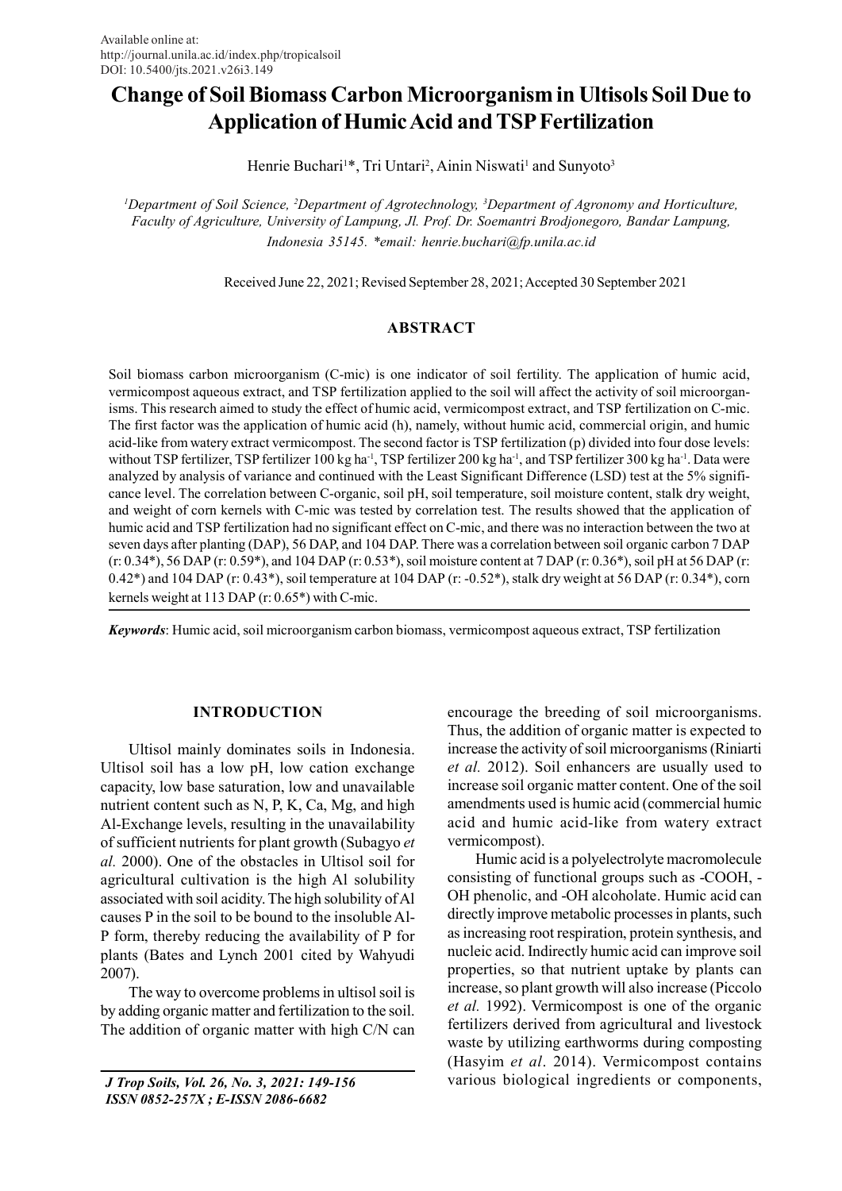Available online at:
http://journal.unila.ac.id/index.php/tropicalsoil
DOI: 10.5400/jts.2021.v26i3.149

# Change of Soil Biomass Carbon Microorganism in Ultisols Soil Due to Application of Humic Acid and TSP Fertilization

Henrie Buchari[1]*, Tri Untari[2], Ainin Niswati[1] and Sunyoto[3]

[1]Department of Soil Science, [2]Department of Agrotechnology, [3]Department of Agronomy and Horticulture, Faculty of Agriculture, University of Lampung, Jl. Prof. Dr. Soemantri Brodjonegoro, Bandar Lampung, Indonesia 35145. *email: henrie.buchari@fp.unila.ac.id

Received June 22, 2021; Revised September 28, 2021; Accepted 30 September 2021

## ABSTRACT

Soil biomass carbon microorganism (C-mic) is one indicator of soil fertility. The application of humic acid, vermicompost aqueous extract, and TSP fertilization applied to the soil will affect the activity of soil microorganisms. This research aimed to study the effect of humic acid, vermicompost extract, and TSP fertilization on C-mic. The first factor was the application of humic acid (h), namely, without humic acid, commercial origin, and humic acid-like from watery extract vermicompost. The second factor is TSP fertilization (p) divided into four dose levels: without TSP fertilizer, TSP fertilizer 100 kg ha$^{-1}$, TSP fertilizer 200 kg ha$^{-1}$, and TSP fertilizer 300 kg ha$^{-1}$. Data were analyzed by analysis of variance and continued with the Least Significant Difference (LSD) test at the 5% significance level. The correlation between C-organic, soil pH, soil temperature, soil moisture content, stalk dry weight, and weight of corn kernels with C-mic was tested by correlation test. The results showed that the application of humic acid and TSP fertilization had no significant effect on C-mic, and there was no interaction between the two at seven days after planting (DAP), 56 DAP, and 104 DAP. There was a correlation between soil organic carbon 7 DAP (r: 0.34*), 56 DAP (r: 0.59*), and 104 DAP (r: 0.53*), soil moisture content at 7 DAP (r: 0.36*), soil pH at 56 DAP (r: 0.42*) and 104 DAP (r: 0.43*), soil temperature at 104 DAP (r: -0.52*), stalk dry weight at 56 DAP (r: 0.34*), corn kernels weight at 113 DAP (r: 0.65*) with C-mic.

***Keywords***: Humic acid, soil microorganism carbon biomass, vermicompost aqueous extract, TSP fertilization

## INTRODUCTION

Ultisol mainly dominates soils in Indonesia. Ultisol soil has a low pH, low cation exchange capacity, low base saturation, low and unavailable nutrient content such as N, P, K, Ca, Mg, and high Al-Exchange levels, resulting in the unavailability of sufficient nutrients for plant growth (Subagyo *et al.* 2000). One of the obstacles in Ultisol soil for agricultural cultivation is the high Al solubility associated with soil acidity. The high solubility of Al causes P in the soil to be bound to the insoluble Al-P form, thereby reducing the availability of P for plants (Bates and Lynch 2001 cited by Wahyudi 2007).

The way to overcome problems in ultisol soil is by adding organic matter and fertilization to the soil. The addition of organic matter with high C/N can encourage the breeding of soil microorganisms. Thus, the addition of organic matter is expected to increase the activity of soil microorganisms (Riniarti *et al.* 2012). Soil enhancers are usually used to increase soil organic matter content. One of the soil amendments used is humic acid (commercial humic acid and humic acid-like from watery extract vermicompost).

Humic acid is a polyelectrolyte macromolecule consisting of functional groups such as -COOH, -OH phenolic, and -OH alcoholate. Humic acid can directly improve metabolic processes in plants, such as increasing root respiration, protein synthesis, and nucleic acid. Indirectly humic acid can improve soil properties, so that nutrient uptake by plants can increase, so plant growth will also increase (Piccolo *et al.* 1992). Vermicompost is one of the organic fertilizers derived from agricultural and livestock waste by utilizing earthworms during composting (Hasyim *et al*. 2014). Vermicompost contains various biological ingredients or components,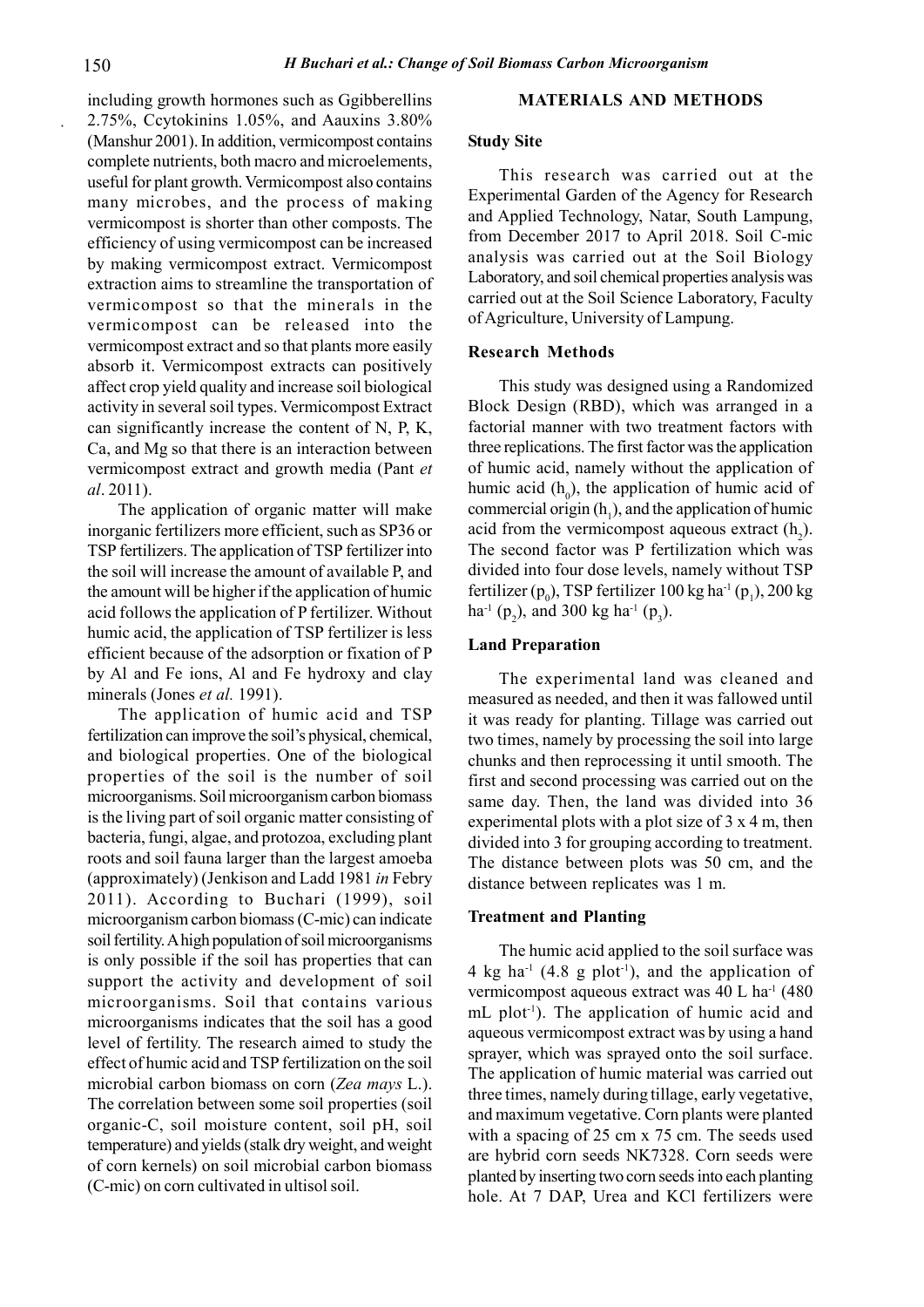including growth hormones such as Ggibberellins 2.75%, Ccytokinins 1.05%, and Aauxins 3.80% (Manshur 2001). In addition, vermicompost contains complete nutrients, both macro and microelements, useful for plant growth. Vermicompost also contains many microbes, and the process of making vermicompost is shorter than other composts. The efficiency of using vermicompost can be increased by making vermicompost extract. Vermicompost extraction aims to streamline the transportation of vermicompost so that the minerals in the vermicompost can be released into the vermicompost extract and so that plants more easily absorb it. Vermicompost extracts can positively affect crop yield quality and increase soil biological activity in several soil types. Vermicompost Extract can significantly increase the content of N, P, K, Ca, and Mg so that there is an interaction between vermicompost extract and growth media (Pant *et al*. 2011).

The application of organic matter will make inorganic fertilizers more efficient, such as SP36 or TSP fertilizers. The application of TSP fertilizer into the soil will increase the amount of available P, and the amount will be higher if the application of humic acid follows the application of P fertilizer. Without humic acid, the application of TSP fertilizer is less efficient because of the adsorption or fixation of P by Al and Fe ions, Al and Fe hydroxy and clay minerals (Jones *et al.* 1991).

The application of humic acid and TSP fertilization can improve the soil's physical, chemical, and biological properties. One of the biological properties of the soil is the number of soil microorganisms. Soil microorganism carbon biomass is the living part of soil organic matter consisting of bacteria, fungi, algae, and protozoa, excluding plant roots and soil fauna larger than the largest amoeba (approximately) (Jenkison and Ladd 1981 *in* Febry 2011). According to Buchari (1999), soil microorganism carbon biomass (C-mic) can indicate soil fertility. A high population of soil microorganisms is only possible if the soil has properties that can support the activity and development of soil microorganisms. Soil that contains various microorganisms indicates that the soil has a good level of fertility. The research aimed to study the effect of humic acid and TSP fertilization on the soil microbial carbon biomass on corn (*Zea mays* L.). The correlation between some soil properties (soil organic-C, soil moisture content, soil pH, soil temperature) and yields (stalk dry weight, and weight of corn kernels) on soil microbial carbon biomass (C-mic) on corn cultivated in ultisol soil.

## MATERIALS AND METHODS

### Study Site

This research was carried out at the Experimental Garden of the Agency for Research and Applied Technology, Natar, South Lampung, from December 2017 to April 2018. Soil C-mic analysis was carried out at the Soil Biology Laboratory, and soil chemical properties analysis was carried out at the Soil Science Laboratory, Faculty of Agriculture, University of Lampung.

### Research Methods

This study was designed using a Randomized Block Design (RBD), which was arranged in a factorial manner with two treatment factors with three replications. The first factor was the application of humic acid, namely without the application of humic acid ($h_0$), the application of humic acid of commercial origin ($h_1$), and the application of humic acid from the vermicompost aqueous extract ($h_2$). The second factor was P fertilization which was divided into four dose levels, namely without TSP fertilizer ($p_0$), TSP fertilizer 100 kg ha$^{-1}$ ($p_1$), 200 kg ha$^{-1}$ ($p_2$), and 300 kg ha$^{-1}$ ($p_3$).

### Land Preparation

The experimental land was cleaned and measured as needed, and then it was fallowed until it was ready for planting. Tillage was carried out two times, namely by processing the soil into large chunks and then reprocessing it until smooth. The first and second processing was carried out on the same day. Then, the land was divided into 36 experimental plots with a plot size of 3 x 4 m, then divided into 3 for grouping according to treatment. The distance between plots was 50 cm, and the distance between replicates was 1 m.

### Treatment and Planting

The humic acid applied to the soil surface was 4 kg ha$^{-1}$ (4.8 g plot$^{-1}$), and the application of vermicompost aqueous extract was 40 L ha$^{-1}$ (480 mL plot$^{-1}$). The application of humic acid and aqueous vermicompost extract was by using a hand sprayer, which was sprayed onto the soil surface. The application of humic material was carried out three times, namely during tillage, early vegetative, and maximum vegetative. Corn plants were planted with a spacing of 25 cm x 75 cm. The seeds used are hybrid corn seeds NK7328. Corn seeds were planted by inserting two corn seeds into each planting hole. At 7 DAP, Urea and KCl fertilizers were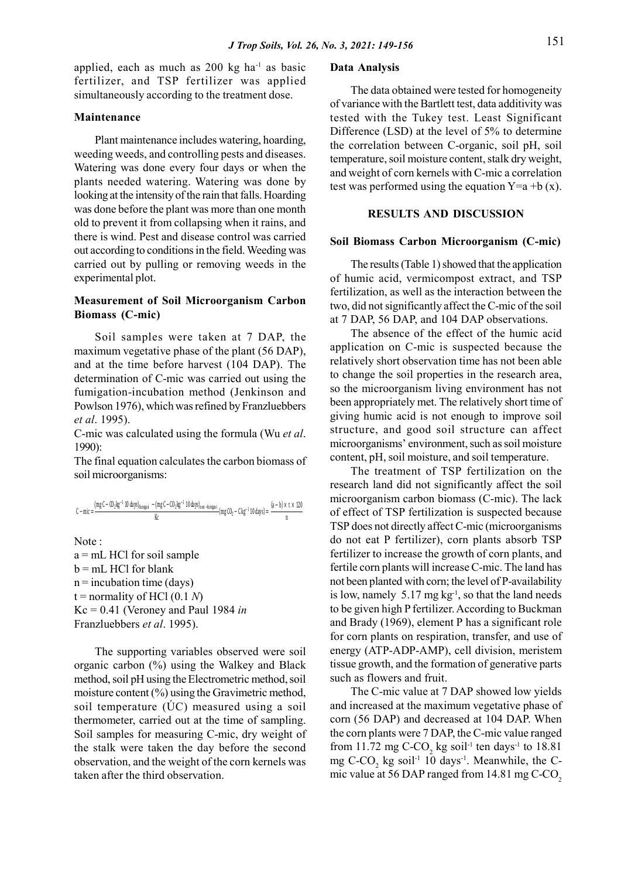applied, each as much as 200 kg $ha^{-1}$ as basic fertilizer, and TSP fertilizer was applied simultaneously according to the treatment dose.

### Maintenance

Plant maintenance includes watering, hoarding, weeding weeds, and controlling pests and diseases. Watering was done every four days or when the plants needed watering. Watering was done by looking at the intensity of the rain that falls. Hoarding was done before the plant was more than one month old to prevent it from collapsing when it rains, and there is wind. Pest and disease control was carried out according to conditions in the field. Weeding was carried out by pulling or removing weeds in the experimental plot.

### Measurement of Soil Microorganism Carbon Biomass (C-mic)

Soil samples were taken at 7 DAP, the maximum vegetative phase of the plant (56 DAP), and at the time before harvest (104 DAP). The determination of C-mic was carried out using the fumigation-incubation method (Jenkinson and Powlson 1976), which was refined by Franzluebbers *et al*. 1995).

C-mic was calculated using the formula (Wu *et al*. 1990):

The final equation calculates the carbon biomass of soil microorganisms:

$$C-mic = \frac{(mg\ C-CO_2 kg^{-1}\ 10\ days)_{fumigated} - (mg\ C-CO_2 kg^{-1}\ 10\ days)_{non-fumigated}}{Kc} (mg\ CO_2 - C\ kg^{-1}\ 10\ days) = \frac{(a-b) \times t \times 120}{n}$$

Note :

a = mL HCl for soil sample

b = mL HCl for blank

n = incubation time (days)

t = normality of HCl (0.1 *N*)

Kc = 0.41 (Veroney and Paul 1984 *in* Franzluebbers *et al*. 1995).

The supporting variables observed were soil organic carbon (%) using the Walkey and Black method, soil pH using the Electrometric method, soil moisture content (%) using the Gravimetric method, soil temperature (ÚC) measured using a soil thermometer, carried out at the time of sampling. Soil samples for measuring C-mic, dry weight of the stalk were taken the day before the second observation, and the weight of the corn kernels was taken after the third observation.

### Data Analysis

The data obtained were tested for homogeneity of variance with the Bartlett test, data additivity was tested with the Tukey test. Least Significant Difference (LSD) at the level of 5% to determine the correlation between C-organic, soil pH, soil temperature, soil moisture content, stalk dry weight, and weight of corn kernels with C-mic a correlation test was performed using the equation Y=a +b (x).

## RESULTS AND DISCUSSION

### Soil Biomass Carbon Microorganism (C-mic)

The results (Table 1) showed that the application of humic acid, vermicompost extract, and TSP fertilization, as well as the interaction between the two, did not significantly affect the C-mic of the soil at 7 DAP, 56 DAP, and 104 DAP observations.

The absence of the effect of the humic acid application on C-mic is suspected because the relatively short observation time has not been able to change the soil properties in the research area, so the microorganism living environment has not been appropriately met. The relatively short time of giving humic acid is not enough to improve soil structure, and good soil structure can affect microorganisms' environment, such as soil moisture content, pH, soil moisture, and soil temperature.

The treatment of TSP fertilization on the research land did not significantly affect the soil microorganism carbon biomass (C-mic). The lack of effect of TSP fertilization is suspected because TSP does not directly affect C-mic (microorganisms do not eat P fertilizer), corn plants absorb TSP fertilizer to increase the growth of corn plants, and fertile corn plants will increase C-mic. The land has not been planted with corn; the level of P-availability is low, namely 5.17 mg $kg^{-1}$, so that the land needs to be given high P fertilizer. According to Buckman and Brady (1969), element P has a significant role for corn plants on respiration, transfer, and use of energy (ATP-ADP-AMP), cell division, meristem tissue growth, and the formation of generative parts such as flowers and fruit.

The C-mic value at 7 DAP showed low yields and increased at the maximum vegetative phase of corn (56 DAP) and decreased at 104 DAP. When the corn plants were 7 DAP, the C-mic value ranged from 11.72 mg C-$CO_2$ kg $soil^{-1}$ ten $days^{-1}$ to 18.81 mg C-$CO_2$ kg $soil^{-1}$ 10 $days^{-1}$. Meanwhile, the C-mic value at 56 DAP ranged from 14.81 mg C-$CO_2$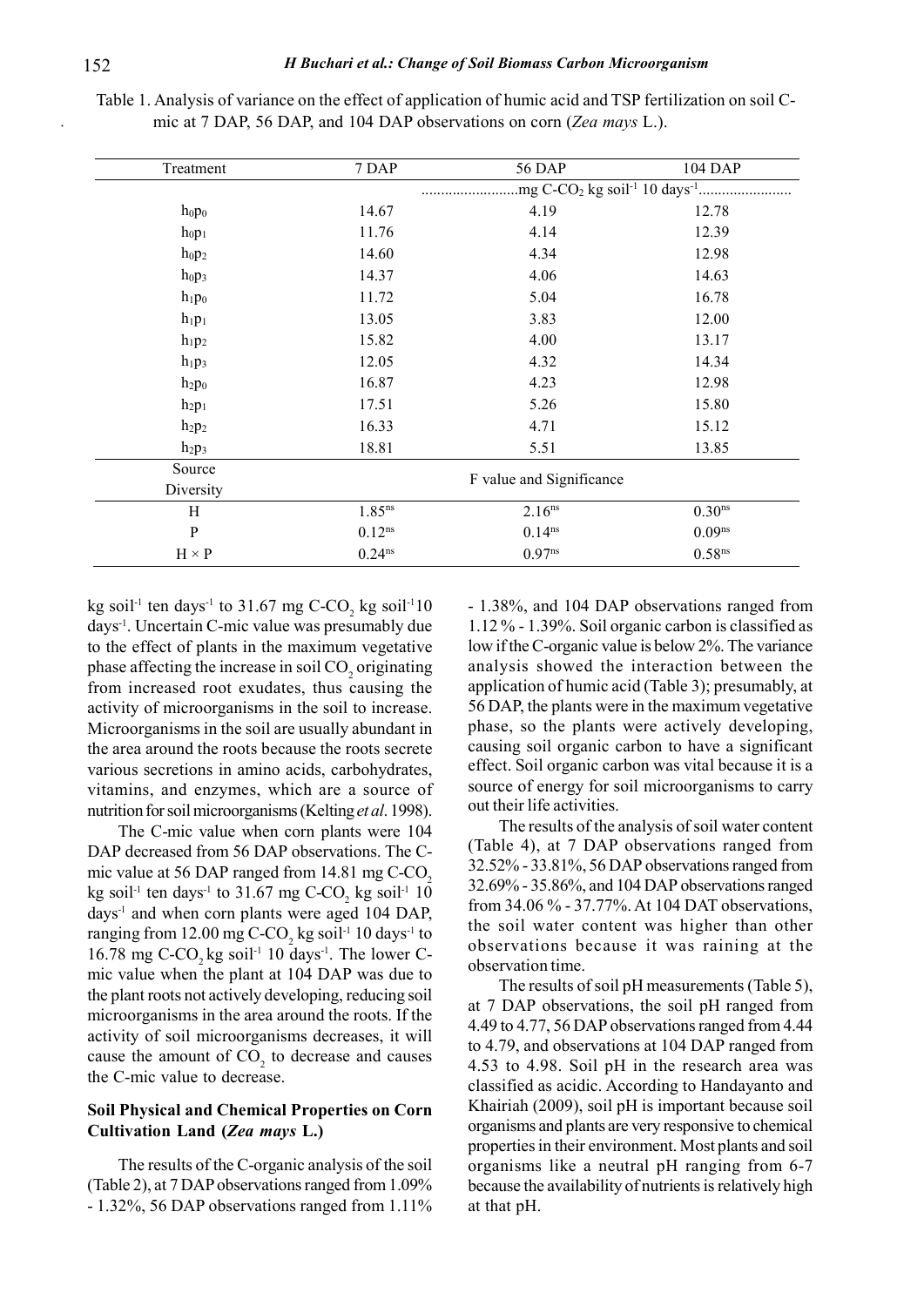Table 1. Analysis of variance on the effect of application of humic acid and TSP fertilization on soil C-mic at 7 DAP, 56 DAP, and 104 DAP observations on corn (*Zea mays* L.).

| Treatment | 7 DAP | 56 DAP | 104 DAP |
|---|---|---|---|
| | .........................mg C-$CO_2$ kg soil$^{-1}$ 10 days$^{-1}$........................ | | |
| $h_0p_0$ | 14.67 | 4.19 | 12.78 |
| $h_0p_1$ | 11.76 | 4.14 | 12.39 |
| $h_0p_2$ | 14.60 | 4.34 | 12.98 |
| $h_0p_3$ | 14.37 | 4.06 | 14.63 |
| $h_1p_0$ | 11.72 | 5.04 | 16.78 |
| $h_1p_1$ | 13.05 | 3.83 | 12.00 |
| $h_1p_2$ | 15.82 | 4.00 | 13.17 |
| $h_1p_3$ | 12.05 | 4.32 | 14.34 |
| $h_2p_0$ | 16.87 | 4.23 | 12.98 |
| $h_2p_1$ | 17.51 | 5.26 | 15.80 |
| $h_2p_2$ | 16.33 | 4.71 | 15.12 |
| $h_2p_3$ | 18.81 | 5.51 | 13.85 |
| Source Diversity | F value and Significance | | |
| H | $1.85^{ns}$ | $2.16^{ns}$ | $0.30^{ns}$ |
| P | $0.12^{ns}$ | $0.14^{ns}$ | $0.09^{ns}$ |
| H × P | $0.24^{ns}$ | $0.97^{ns}$ | $0.58^{ns}$ |

kg soil$^{-1}$ ten days$^{-1}$ to 31.67 mg C-$CO_2$ kg soil$^{-1}$10 days$^{-1}$. Uncertain C-mic value was presumably due to the effect of plants in the maximum vegetative phase affecting the increase in soil $CO_2$ originating from increased root exudates, thus causing the activity of microorganisms in the soil to increase. Microorganisms in the soil are usually abundant in the area around the roots because the roots secrete various secretions in amino acids, carbohydrates, vitamins, and enzymes, which are a source of nutrition for soil microorganisms (Kelting *et al*. 1998).

The C-mic value when corn plants were 104 DAP decreased from 56 DAP observations. The C-mic value at 56 DAP ranged from 14.81 mg C-$CO_2$ kg soil$^{-1}$ ten days$^{-1}$ to 31.67 mg C-$CO_2$ kg soil$^{-1}$ 10 days$^{-1}$ and when corn plants were aged 104 DAP, ranging from 12.00 mg C-$CO_2$ kg soil$^{-1}$ 10 days$^{-1}$ to 16.78 mg C-$CO_2$ kg soil$^{-1}$ 10 days$^{-1}$. The lower C-mic value when the plant at 104 DAP was due to the plant roots not actively developing, reducing soil microorganisms in the area around the roots. If the activity of soil microorganisms decreases, it will cause the amount of $CO_2$ to decrease and causes the C-mic value to decrease.

### Soil Physical and Chemical Properties on Corn Cultivation Land (*Zea mays* L.)

The results of the C-organic analysis of the soil (Table 2), at 7 DAP observations ranged from 1.09% - 1.32%, 56 DAP observations ranged from 1.11% - 1.38%, and 104 DAP observations ranged from 1.12 % - 1.39%. Soil organic carbon is classified as low if the C-organic value is below 2%. The variance analysis showed the interaction between the application of humic acid (Table 3); presumably, at 56 DAP, the plants were in the maximum vegetative phase, so the plants were actively developing, causing soil organic carbon to have a significant effect. Soil organic carbon was vital because it is a source of energy for soil microorganisms to carry out their life activities.

The results of the analysis of soil water content (Table 4), at 7 DAP observations ranged from 32.52% - 33.81%, 56 DAP observations ranged from 32.69% - 35.86%, and 104 DAP observations ranged from 34.06 % - 37.77%. At 104 DAT observations, the soil water content was higher than other observations because it was raining at the observation time.

The results of soil pH measurements (Table 5), at 7 DAP observations, the soil pH ranged from 4.49 to 4.77, 56 DAP observations ranged from 4.44 to 4.79, and observations at 104 DAP ranged from 4.53 to 4.98. Soil pH in the research area was classified as acidic. According to Handayanto and Khairiah (2009), soil pH is important because soil organisms and plants are very responsive to chemical properties in their environment. Most plants and soil organisms like a neutral pH ranging from 6-7 because the availability of nutrients is relatively high at that pH.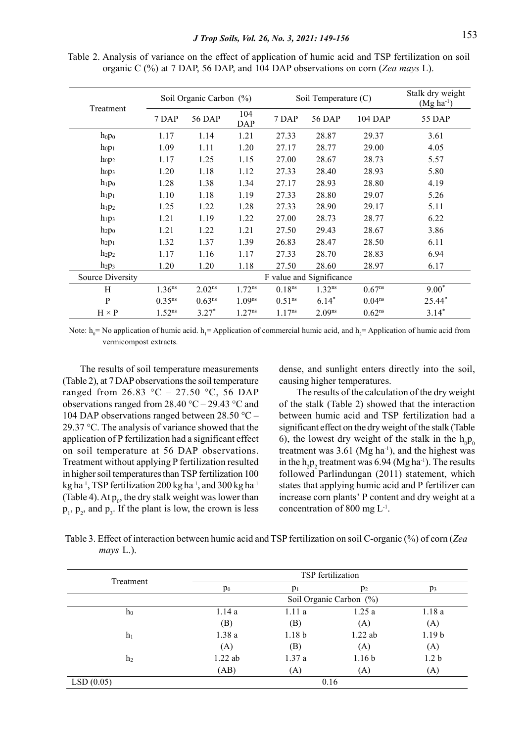Table 2. Analysis of variance on the effect of application of humic acid and TSP fertilization on soil organic C (%) at 7 DAP, 56 DAP, and 104 DAP observations on corn (*Zea mays* L).

| Treatment | Soil Organic Carbon (%) | | | Soil Temperature (C) | | | Stalk dry weight ($Mg\ ha^{-1}$) |
|---|---|---|---|---|---|---|---|
| | 7 DAP | 56 DAP | 104 DAP | 7 DAP | 56 DAP | 104 DAP | 55 DAP |
| $h_0p_0$ | 1.17 | 1.14 | 1.21 | 27.33 | 28.87 | 29.37 | 3.61 |
| $h_0p_1$ | 1.09 | 1.11 | 1.20 | 27.17 | 28.77 | 29.00 | 4.05 |
| $h_0p_2$ | 1.17 | 1.25 | 1.15 | 27.00 | 28.67 | 28.73 | 5.57 |
| $h_0p_3$ | 1.20 | 1.18 | 1.12 | 27.33 | 28.40 | 28.93 | 5.80 |
| $h_1p_0$ | 1.28 | 1.38 | 1.34 | 27.17 | 28.93 | 28.80 | 4.19 |
| $h_1p_1$ | 1.10 | 1.18 | 1.19 | 27.33 | 28.80 | 29.07 | 5.26 |
| $h_1p_2$ | 1.25 | 1.22 | 1.28 | 27.33 | 28.90 | 29.17 | 5.11 |
| $h_1p_3$ | 1.21 | 1.19 | 1.22 | 27.00 | 28.73 | 28.77 | 6.22 |
| $h_2p_0$ | 1.21 | 1.22 | 1.21 | 27.50 | 29.43 | 28.67 | 3.86 |
| $h_2p_1$ | 1.32 | 1.37 | 1.39 | 26.83 | 28.47 | 28.50 | 6.11 |
| $h_2p_2$ | 1.17 | 1.16 | 1.17 | 27.33 | 28.70 | 28.83 | 6.94 |
| $h_2p_3$ | 1.20 | 1.20 | 1.18 | 27.50 | 28.60 | 28.97 | 6.17 |
| Source Diversity | F value and Significance | | | | | | |
| H | $1.36^{ns}$ | $2.02^{ns}$ | $1.72^{ns}$ | $0.18^{ns}$ | $1.32^{ns}$ | $0.67^{ns}$ | $9.00^{*}$ |
| P | $0.35^{ns}$ | $0.63^{ns}$ | $1.09^{ns}$ | $0.51^{ns}$ | $6.14^{*}$ | $0.04^{ns}$ | $25.44^{*}$ |
| H × P | $1.52^{ns}$ | $3.27^{*}$ | $1.27^{ns}$ | $1.17^{ns}$ | $2.09^{ns}$ | $0.62^{ns}$ | $3.14^{*}$ |

Note: $h_0$= No application of humic acid. $h_1$= Application of commercial humic acid, and $h_2$= Application of humic acid from vermicompost extracts.

The results of soil temperature measurements (Table 2), at 7 DAP observations the soil temperature ranged from 26.83 °C – 27.50 °C, 56 DAP observations ranged from 28.40 °C – 29.43 °C and 104 DAP observations ranged between 28.50 °C – 29.37 °C. The analysis of variance showed that the application of P fertilization had a significant effect on soil temperature at 56 DAP observations. Treatment without applying P fertilization resulted in higher soil temperatures than TSP fertilization 100 kg $ha^{-1}$, TSP fertilization 200 kg $ha^{-1}$, and 300 kg $ha^{-1}$ (Table 4). At $p_0$, the dry stalk weight was lower than $p_1$, $p_2$, and $p_3$. If the plant is low, the crown is less dense, and sunlight enters directly into the soil, causing higher temperatures.

The results of the calculation of the dry weight of the stalk (Table 2) showed that the interaction between humic acid and TSP fertilization had a significant effect on the dry weight of the stalk (Table 6), the lowest dry weight of the stalk in the $h_0p_0$ treatment was 3.61 (Mg $ha^{-1}$), and the highest was in the $h_2p_2$ treatment was 6.94 (Mg $ha^{-1}$). The results followed Parlindungan (2011) statement, which states that applying humic acid and P fertilizer can increase corn plants' P content and dry weight at a concentration of 800 mg $L^{-1}$.

Table 3. Effect of interaction between humic acid and TSP fertilization on soil C-organic (%) of corn (*Zea mays* L.).

| Treatment | TSP fertilization | | | |
|---|---|---|---|---|
| | $p_0$ | $p_1$ | $p_2$ | $p_3$ |
| | Soil Organic Carbon (%) | | | |
| $h_0$ | 1.14 a<br>(B) | 1.11 a<br>(B) | 1.25 a<br>(A) | 1.18 a<br>(A) |
| $h_1$ | 1.38 a<br>(A) | 1.18 b<br>(B) | 1.22 ab<br>(A) | 1.19 b<br>(A) |
| $h_2$ | 1.22 ab<br>(AB) | 1.37 a<br>(A) | 1.16 b<br>(A) | 1.2 b<br>(A) |
| LSD (0.05) | 0.16 | | | |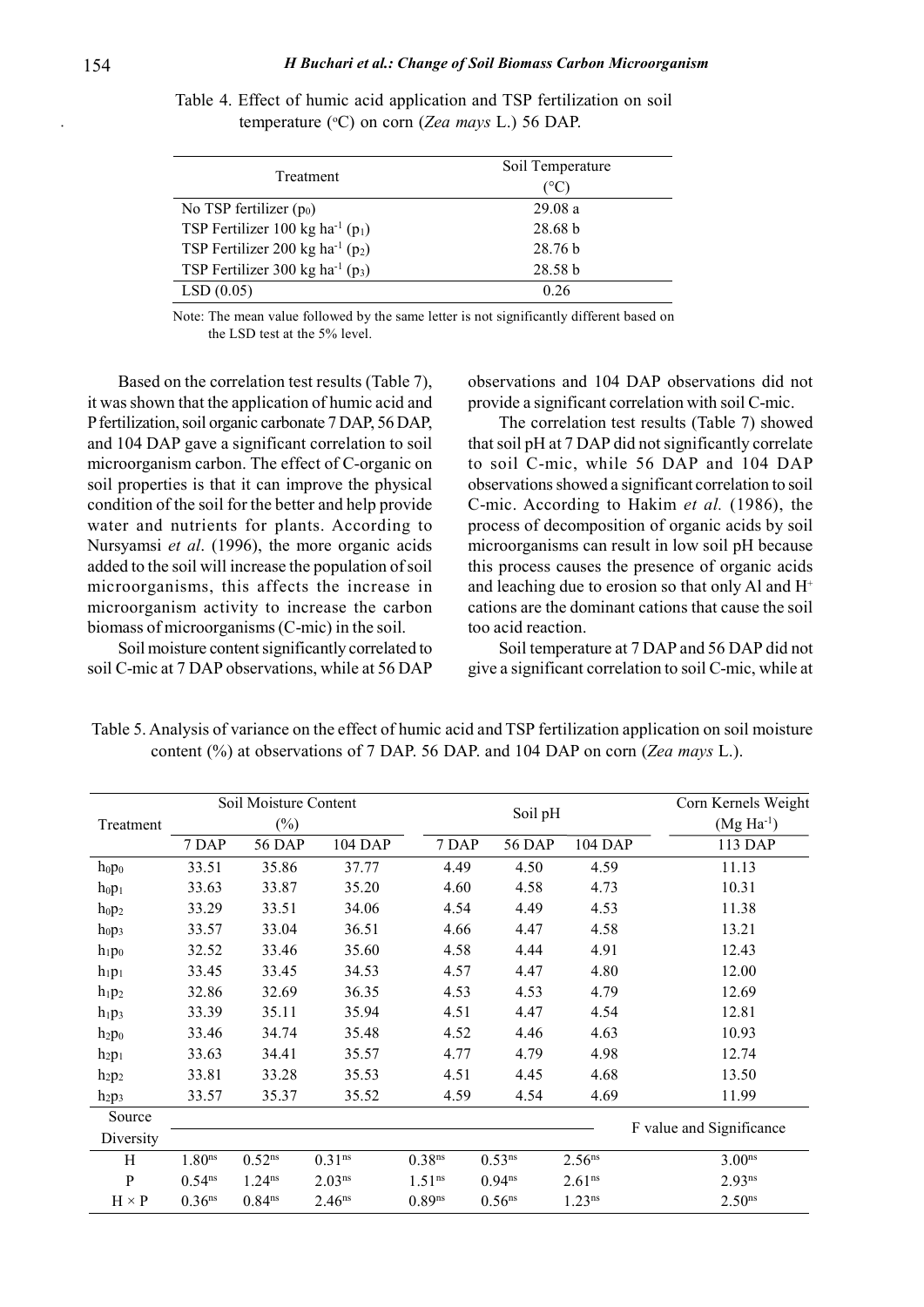Table 4. Effect of humic acid application and TSP fertilization on soil temperature (°C) on corn (*Zea mays* L.) 56 DAP.

| Treatment | Soil Temperature (°C) |
|---|---|
| No TSP fertilizer ($p_0$) | 29.08 a |
| TSP Fertilizer 100 kg ha$^{-1}$ ($p_1$) | 28.68 b |
| TSP Fertilizer 200 kg ha$^{-1}$ ($p_2$) | 28.76 b |
| TSP Fertilizer 300 kg ha$^{-1}$ ($p_3$) | 28.58 b |
| LSD (0.05) | 0.26 |

Note: The mean value followed by the same letter is not significantly different based on the LSD test at the 5% level.

Based on the correlation test results (Table 7), it was shown that the application of humic acid and P fertilization, soil organic carbonate 7 DAP, 56 DAP, and 104 DAP gave a significant correlation to soil microorganism carbon. The effect of C-organic on soil properties is that it can improve the physical condition of the soil for the better and help provide water and nutrients for plants. According to Nursyamsi *et al*. (1996), the more organic acids added to the soil will increase the population of soil microorganisms, this affects the increase in microorganism activity to increase the carbon biomass of microorganisms (C-mic) in the soil.

Soil moisture content significantly correlated to soil C-mic at 7 DAP observations, while at 56 DAP observations and 104 DAP observations did not provide a significant correlation with soil C-mic.

The correlation test results (Table 7) showed that soil pH at 7 DAP did not significantly correlate to soil C-mic, while 56 DAP and 104 DAP observations showed a significant correlation to soil C-mic. According to Hakim *et al.* (1986), the process of decomposition of organic acids by soil microorganisms can result in low soil pH because this process causes the presence of organic acids and leaching due to erosion so that only Al and $H^+$ cations are the dominant cations that cause the soil too acid reaction.

Soil temperature at 7 DAP and 56 DAP did not give a significant correlation to soil C-mic, while at

Table 5. Analysis of variance on the effect of humic acid and TSP fertilization application on soil moisture content (%) at observations of 7 DAP. 56 DAP. and 104 DAP on corn (*Zea mays* L.).

| Treatment | Soil Moisture Content (%) | | | Soil pH | | | Corn Kernels Weight (Mg Ha$^{-1}$) |
|---|---|---|---|---|---|---|---|
| | 7 DAP | 56 DAP | 104 DAP | 7 DAP | 56 DAP | 104 DAP | 113 DAP |
| $h_0p_0$ | 33.51 | 35.86 | 37.77 | 4.49 | 4.50 | 4.59 | 11.13 |
| $h_0p_1$ | 33.63 | 33.87 | 35.20 | 4.60 | 4.58 | 4.73 | 10.31 |
| $h_0p_2$ | 33.29 | 33.51 | 34.06 | 4.54 | 4.49 | 4.53 | 11.38 |
| $h_0p_3$ | 33.57 | 33.04 | 36.51 | 4.66 | 4.47 | 4.58 | 13.21 |
| $h_1p_0$ | 32.52 | 33.46 | 35.60 | 4.58 | 4.44 | 4.91 | 12.43 |
| $h_1p_1$ | 33.45 | 33.45 | 34.53 | 4.57 | 4.47 | 4.80 | 12.00 |
| $h_1p_2$ | 32.86 | 32.69 | 36.35 | 4.53 | 4.53 | 4.79 | 12.69 |
| $h_1p_3$ | 33.39 | 35.11 | 35.94 | 4.51 | 4.47 | 4.54 | 12.81 |
| $h_2p_0$ | 33.46 | 34.74 | 35.48 | 4.52 | 4.46 | 4.63 | 10.93 |
| $h_2p_1$ | 33.63 | 34.41 | 35.57 | 4.77 | 4.79 | 4.98 | 12.74 |
| $h_2p_2$ | 33.81 | 33.28 | 35.53 | 4.51 | 4.45 | 4.68 | 13.50 |
| $h_2p_3$ | 33.57 | 35.37 | 35.52 | 4.59 | 4.54 | 4.69 | 11.99 |
| Source Diversity | F value and Significance | | | | | | |
| H | $1.80^{ns}$ | $0.52^{ns}$ | $0.31^{ns}$ | $0.38^{ns}$ | $0.53^{ns}$ | $2.56^{ns}$ | $3.00^{ns}$ |
| P | $0.54^{ns}$ | $1.24^{ns}$ | $2.03^{ns}$ | $1.51^{ns}$ | $0.94^{ns}$ | $2.61^{ns}$ | $2.93^{ns}$ |
| H × P | $0.36^{ns}$ | $0.84^{ns}$ | $2.46^{ns}$ | $0.89^{ns}$ | $0.56^{ns}$ | $1.23^{ns}$ | $2.50^{ns}$ |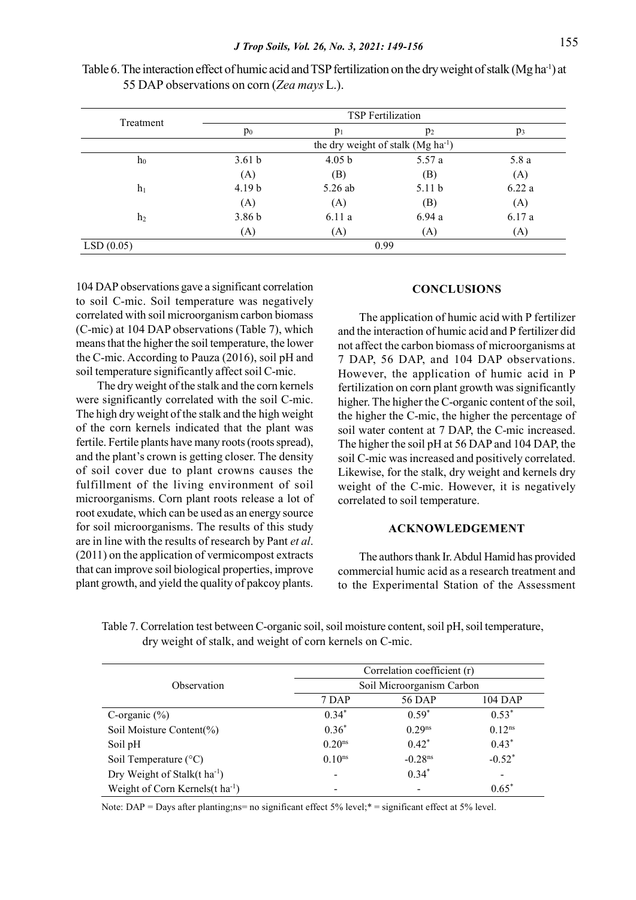Table 6. The interaction effect of humic acid and TSP fertilization on the dry weight of stalk (Mg ha$^{-1}$) at 55 DAP observations on corn (*Zea mays* L.).

| Treatment | TSP Fertilization | | | |
|---|---|---|---|---|
| | $p_0$ | $p_1$ | $p_2$ | $p_3$ |
| | the dry weight of stalk (Mg ha$^{-1}$) | | | |
| $h_0$ | 3.61 b | 4.05 b | 5.57 a | 5.8 a |
| | (A) | (B) | (B) | (A) |
| $h_1$ | 4.19 b | 5.26 ab | 5.11 b | 6.22 a |
| | (A) | (A) | (B) | (A) |
| $h_2$ | 3.86 b | 6.11 a | 6.94 a | 6.17 a |
| | (A) | (A) | (A) | (A) |
| LSD (0.05) | 0.99 | | | |

104 DAP observations gave a significant correlation to soil C-mic. Soil temperature was negatively correlated with soil microorganism carbon biomass (C-mic) at 104 DAP observations (Table 7), which means that the higher the soil temperature, the lower the C-mic. According to Pauza (2016), soil pH and soil temperature significantly affect soil C-mic.

The dry weight of the stalk and the corn kernels were significantly correlated with the soil C-mic. The high dry weight of the stalk and the high weight of the corn kernels indicated that the plant was fertile. Fertile plants have many roots (roots spread), and the plant's crown is getting closer. The density of soil cover due to plant crowns causes the fulfillment of the living environment of soil microorganisms. Corn plant roots release a lot of root exudate, which can be used as an energy source for soil microorganisms. The results of this study are in line with the results of research by Pant *et al*. (2011) on the application of vermicompost extracts that can improve soil biological properties, improve plant growth, and yield the quality of pakcoy plants.

## CONCLUSIONS

The application of humic acid with P fertilizer and the interaction of humic acid and P fertilizer did not affect the carbon biomass of microorganisms at 7 DAP, 56 DAP, and 104 DAP observations. However, the application of humic acid in P fertilization on corn plant growth was significantly higher. The higher the C-organic content of the soil, the higher the C-mic, the higher the percentage of soil water content at 7 DAP, the C-mic increased. The higher the soil pH at 56 DAP and 104 DAP, the soil C-mic was increased and positively correlated. Likewise, for the stalk, dry weight and kernels dry weight of the C-mic. However, it is negatively correlated to soil temperature.

## ACKNOWLEDGEMENT

The authors thank Ir. Abdul Hamid has provided commercial humic acid as a research treatment and to the Experimental Station of the Assessment

Table 7. Correlation test between C-organic soil, soil moisture content, soil pH, soil temperature, dry weight of stalk, and weight of corn kernels on C-mic.

| Observation | Correlation coefficient (r) | | |
|---|---|---|---|
| | Soil Microorganism Carbon | | |
| | 7 DAP | 56 DAP | 104 DAP |
| C-organic (%) | $0.34^{*}$ | $0.59^{*}$ | $0.53^{*}$ |
| Soil Moisture Content(%) | $0.36^{*}$ | $0.29^{ns}$ | $0.12^{ns}$ |
| Soil pH | $0.20^{ns}$ | $0.42^{*}$ | $0.43^{*}$ |
| Soil Temperature (°C) | $0.10^{ns}$ | $-0.28^{ns}$ | $-0.52^{*}$ |
| Dry Weight of Stalk(t ha$^{-1}$) | - | $0.34^{*}$ | - |
| Weight of Corn Kernels(t ha$^{-1}$) | - | - | $0.65^{*}$ |

Note: DAP = Days after planting;ns= no significant effect 5% level;* = significant effect at 5% level.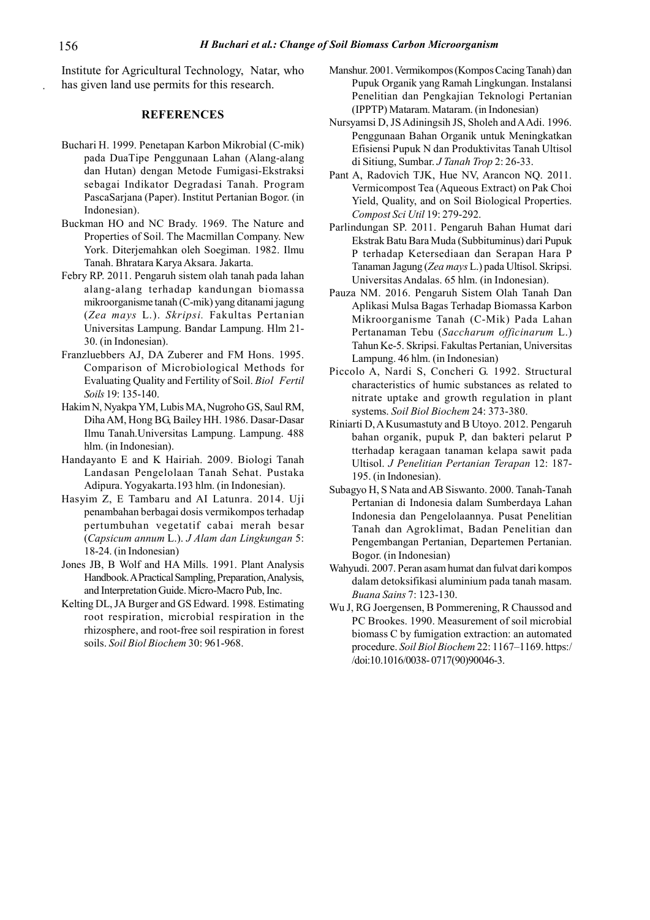Institute for Agricultural Technology, Natar, who has given land use permits for this research.

## REFERENCES

Buchari H. 1999. Penetapan Karbon Mikrobial (C-mik) pada DuaTipe Penggunaan Lahan (Alang-alang dan Hutan) dengan Metode Fumigasi-Ekstraksi sebagai Indikator Degradasi Tanah. Program PascaSarjana (Paper). Institut Pertanian Bogor. (in Indonesian).

Buckman HO and NC Brady. 1969. The Nature and Properties of Soil. The Macmillan Company. New York. Diterjemahkan oleh Soegiman. 1982. Ilmu Tanah. Bhratara Karya Aksara. Jakarta.

Febry RP. 2011. Pengaruh sistem olah tanah pada lahan alang-alang terhadap kandungan biomassa mikroorganisme tanah (C-mik) yang ditanami jagung (*Zea mays* L.). *Skripsi.* Fakultas Pertanian Universitas Lampung. Bandar Lampung. Hlm 21-30. (in Indonesian).

Franzluebbers AJ, DA Zuberer and FM Hons. 1995. Comparison of Microbiological Methods for Evaluating Quality and Fertility of Soil. *Biol Fertil Soils* 19: 135-140.

Hakim N, Nyakpa YM, Lubis MA, Nugroho GS, Saul RM, Diha AM, Hong BG, Bailey HH. 1986. Dasar-Dasar Ilmu Tanah.Universitas Lampung. Lampung. 488 hlm. (in Indonesian).

Handayanto E and K Hairiah. 2009. Biologi Tanah Landasan Pengelolaan Tanah Sehat. Pustaka Adipura. Yogyakarta.193 hlm. (in Indonesian).

Hasyim Z, E Tambaru and AI Latunra. 2014. Uji penambahan berbagai dosis vermikompos terhadap pertumbuhan vegetatif cabai merah besar (*Capsicum annum* L.). *J Alam dan Lingkungan* 5: 18-24. (in Indonesian)

Jones JB, B Wolf and HA Mills. 1991. Plant Analysis Handbook. A Practical Sampling, Preparation, Analysis, and Interpretation Guide. Micro-Macro Pub, Inc.

Kelting DL, JA Burger and GS Edward. 1998. Estimating root respiration, microbial respiration in the rhizosphere, and root-free soil respiration in forest soils. *Soil Biol Biochem* 30: 961-968.

Manshur. 2001. Vermikompos (Kompos Cacing Tanah) dan Pupuk Organik yang Ramah Lingkungan. Instalansi Penelitian dan Pengkajian Teknologi Pertanian (IPPTP) Mataram. Mataram. (in Indonesian)

Nursyamsi D, JS Adiningsih JS, Sholeh and A Adi. 1996. Penggunaan Bahan Organik untuk Meningkatkan Efisiensi Pupuk N dan Produktivitas Tanah Ultisol di Sitiung, Sumbar. *J Tanah Trop* 2: 26-33.

Pant A, Radovich TJK, Hue NV, Arancon NQ. 2011. Vermicompost Tea (Aqueous Extract) on Pak Choi Yield, Quality, and on Soil Biological Properties. *Compost Sci Util* 19: 279-292.

Parlindungan SP. 2011. Pengaruh Bahan Humat dari Ekstrak Batu Bara Muda (Subbituminus) dari Pupuk P terhadap Ketersediaan dan Serapan Hara P Tanaman Jagung (*Zea mays* L.) pada Ultisol. Skripsi. Universitas Andalas. 65 hlm. (in Indonesian).

Pauza NM. 2016. Pengaruh Sistem Olah Tanah Dan Aplikasi Mulsa Bagas Terhadap Biomassa Karbon Mikroorganisme Tanah (C-Mik) Pada Lahan Pertanaman Tebu (*Saccharum officinarum* L.) Tahun Ke-5. Skripsi. Fakultas Pertanian, Universitas Lampung. 46 hlm. (in Indonesian)

Piccolo A, Nardi S, Concheri G. 1992. Structural characteristics of humic substances as related to nitrate uptake and growth regulation in plant systems. *Soil Biol Biochem* 24: 373-380.

Riniarti D, A Kusumastuty and B Utoyo. 2012. Pengaruh bahan organik, pupuk P, dan bakteri pelarut P tterhadap keragaan tanaman kelapa sawit pada Ultisol. *J Penelitian Pertanian Terapan* 12: 187-195. (in Indonesian).

Subagyo H, S Nata and AB Siswanto. 2000. Tanah-Tanah Pertanian di Indonesia dalam Sumberdaya Lahan Indonesia dan Pengelolaannya. Pusat Penelitian Tanah dan Agroklimat, Badan Penelitian dan Pengembangan Pertanian, Departemen Pertanian. Bogor. (in Indonesian)

Wahyudi. 2007. Peran asam humat dan fulvat dari kompos dalam detoksifikasi aluminium pada tanah masam. *Buana Sains* 7: 123-130.

Wu J, RG Joergensen, B Pommerening, R Chaussod and PC Brookes. 1990. Measurement of soil microbial biomass C by fumigation extraction: an automated procedure. *Soil Biol Biochem* 22: 1167–1169. https://doi:10.1016/0038-0717(90)90046-3.